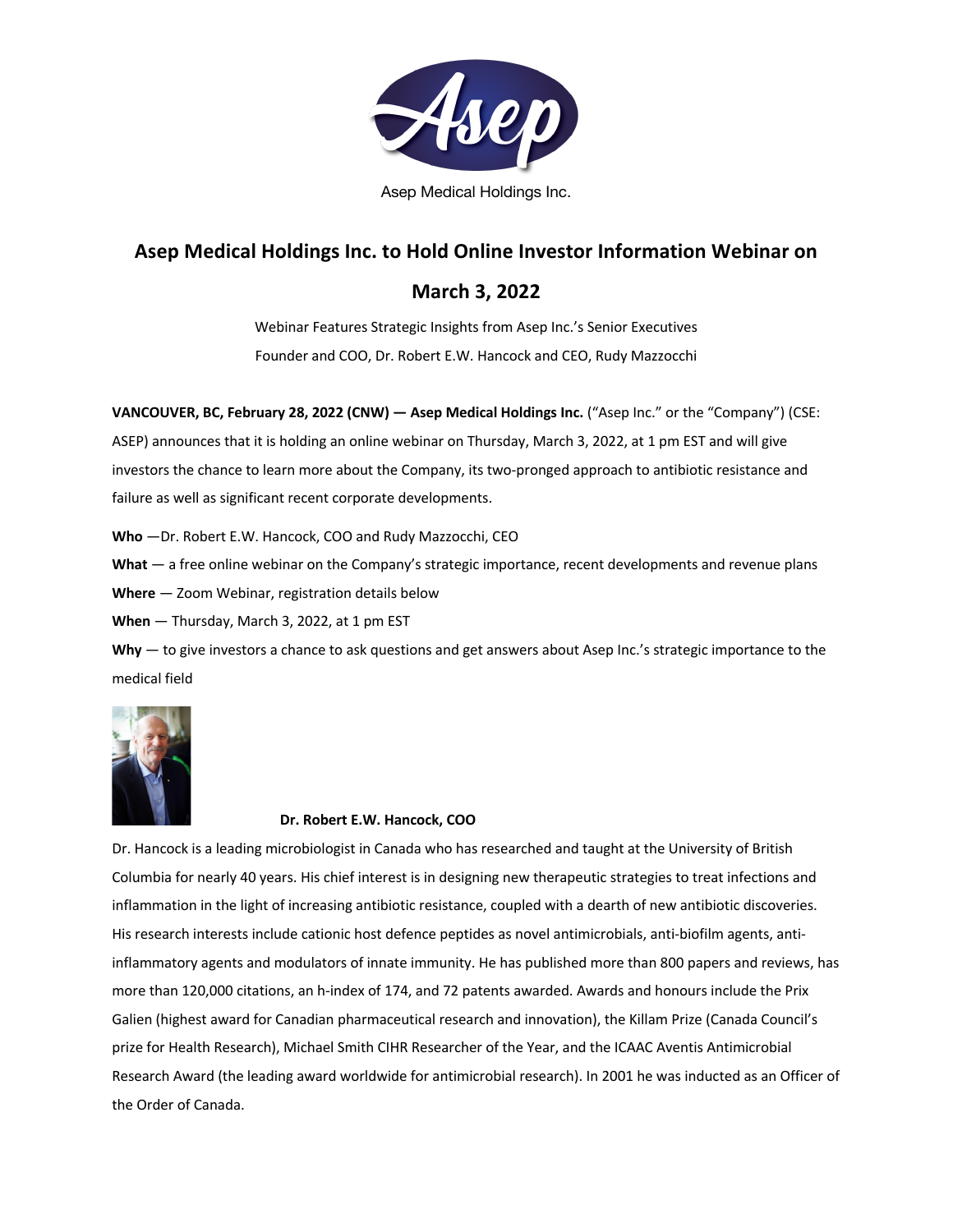Asep Medical Holdings Inc.

# Asep Medical Holdings Inc. to Hold Online Investor Information Webinar on March 3, 2022

Webinar Features Strategic Insights from Asep Inc.'s Senior Executives
Founder and COO, Dr. Robert E.W. Hancock and CEO, Rudy Mazzocchi

**VANCOUVER, BC, February 28, 2022 (CNW) — Asep Medical Holdings Inc.** ("Asep Inc." or the "Company") (CSE: ASEP) announces that it is holding an online webinar on Thursday, March 3, 2022, at 1 pm EST and will give investors the chance to learn more about the Company, its two-pronged approach to antibiotic resistance and failure as well as significant recent corporate developments.

**Who** —Dr. Robert E.W. Hancock, COO and Rudy Mazzocchi, CEO

**What** — a free online webinar on the Company's strategic importance, recent developments and revenue plans

**Where** — Zoom Webinar, registration details below

**When** — Thursday, March 3, 2022, at 1 pm EST

**Why** — to give investors a chance to ask questions and get answers about Asep Inc.'s strategic importance to the medical field

**Dr. Robert E.W. Hancock, COO**

Dr. Hancock is a leading microbiologist in Canada who has researched and taught at the University of British Columbia for nearly 40 years. His chief interest is in designing new therapeutic strategies to treat infections and inflammation in the light of increasing antibiotic resistance, coupled with a dearth of new antibiotic discoveries. His research interests include cationic host defence peptides as novel antimicrobials, anti-biofilm agents, anti-inflammatory agents and modulators of innate immunity. He has published more than 800 papers and reviews, has more than 120,000 citations, an h-index of 174, and 72 patents awarded. Awards and honours include the Prix Galien (highest award for Canadian pharmaceutical research and innovation), the Killam Prize (Canada Council's prize for Health Research), Michael Smith CIHR Researcher of the Year, and the ICAAC Aventis Antimicrobial Research Award (the leading award worldwide for antimicrobial research). In 2001 he was inducted as an Officer of the Order of Canada.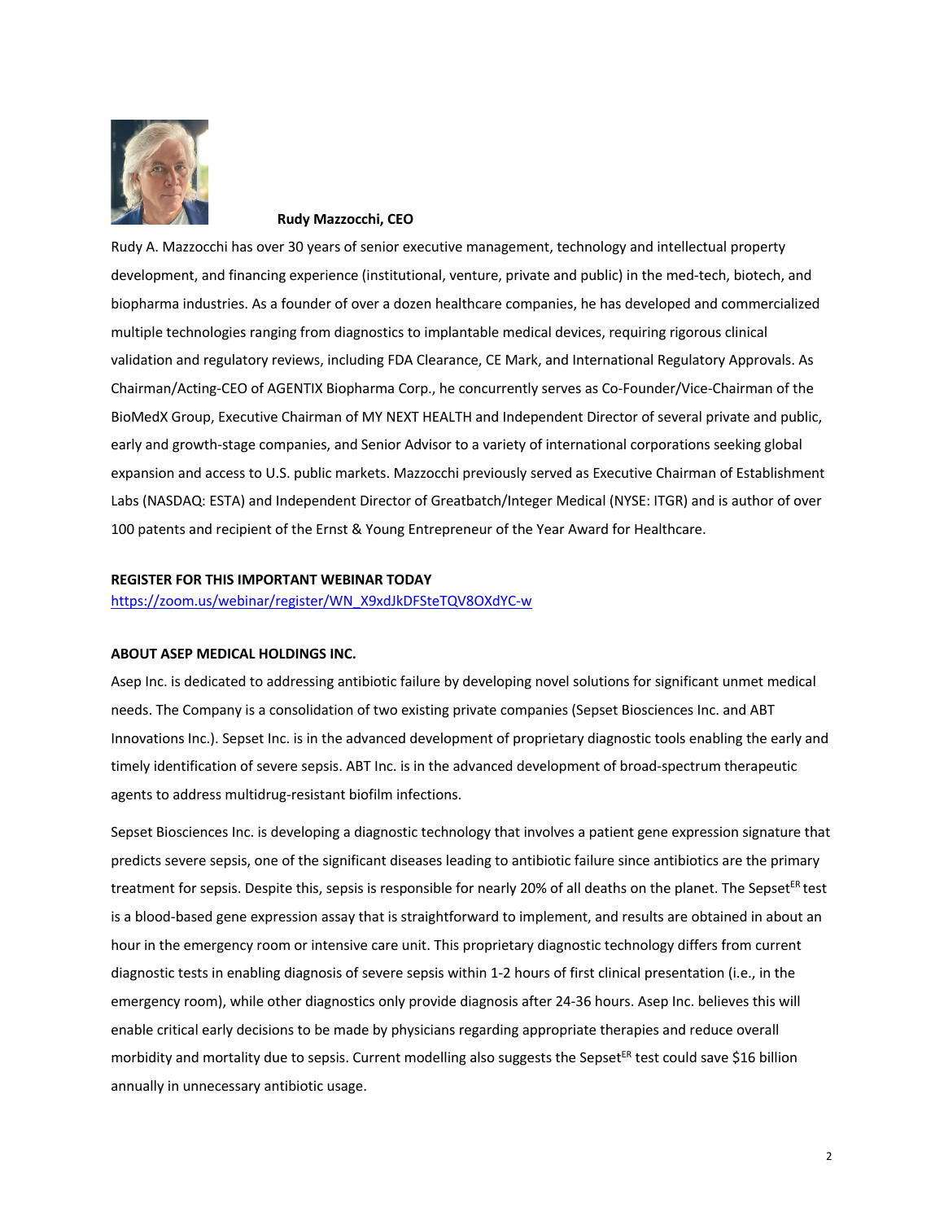**Rudy Mazzocchi, CEO**

Rudy A. Mazzocchi has over 30 years of senior executive management, technology and intellectual property development, and financing experience (institutional, venture, private and public) in the med-tech, biotech, and biopharma industries. As a founder of over a dozen healthcare companies, he has developed and commercialized multiple technologies ranging from diagnostics to implantable medical devices, requiring rigorous clinical validation and regulatory reviews, including FDA Clearance, CE Mark, and International Regulatory Approvals. As Chairman/Acting-CEO of AGENTIX Biopharma Corp., he concurrently serves as Co-Founder/Vice-Chairman of the BioMedX Group, Executive Chairman of MY NEXT HEALTH and Independent Director of several private and public, early and growth-stage companies, and Senior Advisor to a variety of international corporations seeking global expansion and access to U.S. public markets. Mazzocchi previously served as Executive Chairman of Establishment Labs (NASDAQ: ESTA) and Independent Director of Greatbatch/Integer Medical (NYSE: ITGR) and is author of over 100 patents and recipient of the Ernst & Young Entrepreneur of the Year Award for Healthcare.

**REGISTER FOR THIS IMPORTANT WEBINAR TODAY**
https://zoom.us/webinar/register/WN_X9xdJkDFSteTQV8OXdYC-w

**ABOUT ASEP MEDICAL HOLDINGS INC.**

Asep Inc. is dedicated to addressing antibiotic failure by developing novel solutions for significant unmet medical needs. The Company is a consolidation of two existing private companies (Sepset Biosciences Inc. and ABT Innovations Inc.). Sepset Inc. is in the advanced development of proprietary diagnostic tools enabling the early and timely identification of severe sepsis. ABT Inc. is in the advanced development of broad-spectrum therapeutic agents to address multidrug-resistant biofilm infections.

Sepset Biosciences Inc. is developing a diagnostic technology that involves a patient gene expression signature that predicts severe sepsis, one of the significant diseases leading to antibiotic failure since antibiotics are the primary treatment for sepsis. Despite this, sepsis is responsible for nearly 20% of all deaths on the planet. The Sepset^ER test is a blood-based gene expression assay that is straightforward to implement, and results are obtained in about an hour in the emergency room or intensive care unit. This proprietary diagnostic technology differs from current diagnostic tests in enabling diagnosis of severe sepsis within 1-2 hours of first clinical presentation (i.e., in the emergency room), while other diagnostics only provide diagnosis after 24-36 hours. Asep Inc. believes this will enable critical early decisions to be made by physicians regarding appropriate therapies and reduce overall morbidity and mortality due to sepsis. Current modelling also suggests the Sepset^ER test could save $16 billion annually in unnecessary antibiotic usage.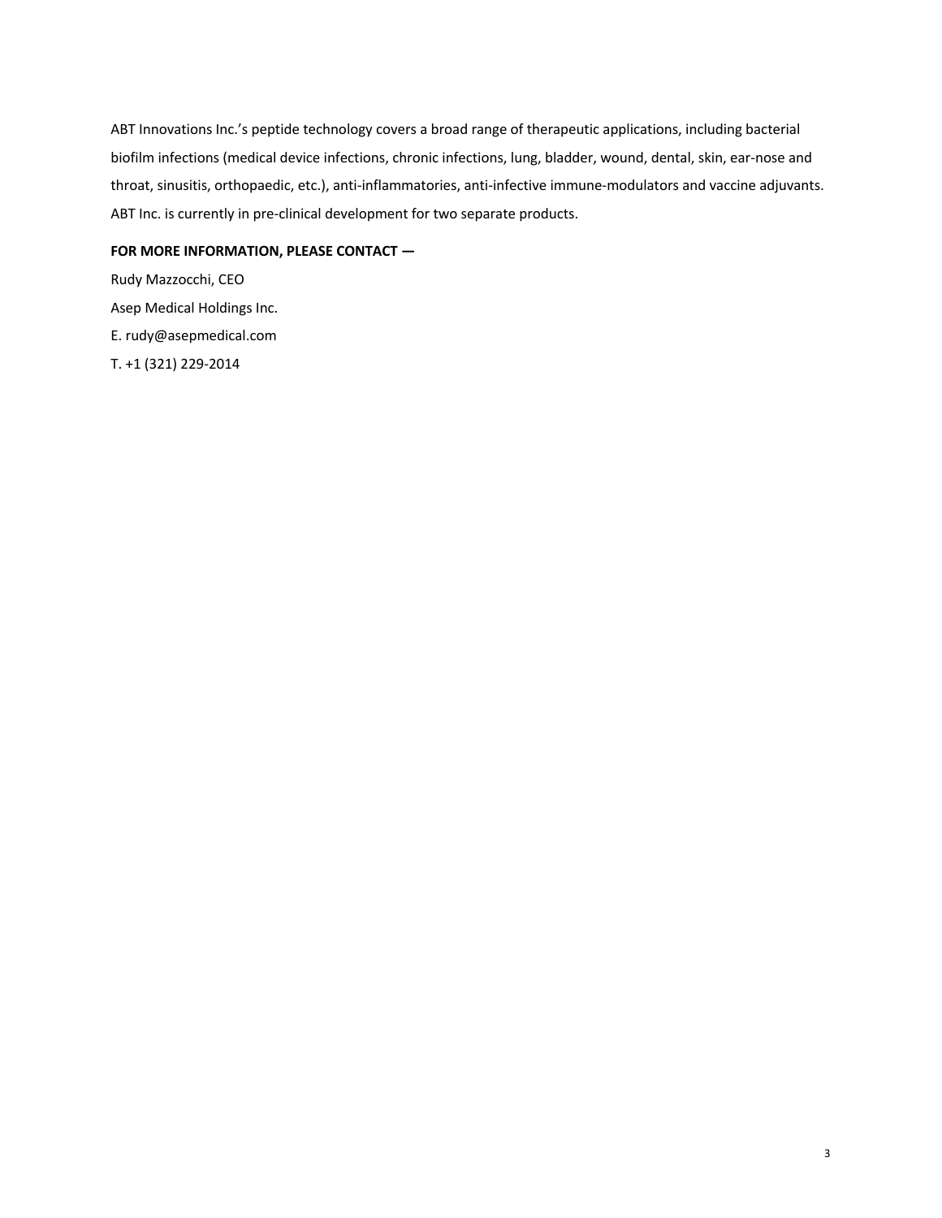ABT Innovations Inc.'s peptide technology covers a broad range of therapeutic applications, including bacterial biofilm infections (medical device infections, chronic infections, lung, bladder, wound, dental, skin, ear-nose and throat, sinusitis, orthopaedic, etc.), anti-inflammatories, anti-infective immune-modulators and vaccine adjuvants. ABT Inc. is currently in pre-clinical development for two separate products.

**FOR MORE INFORMATION, PLEASE CONTACT —**

Rudy Mazzocchi, CEO

Asep Medical Holdings Inc.

E. rudy@asepmedical.com

T. +1 (321) 229-2014